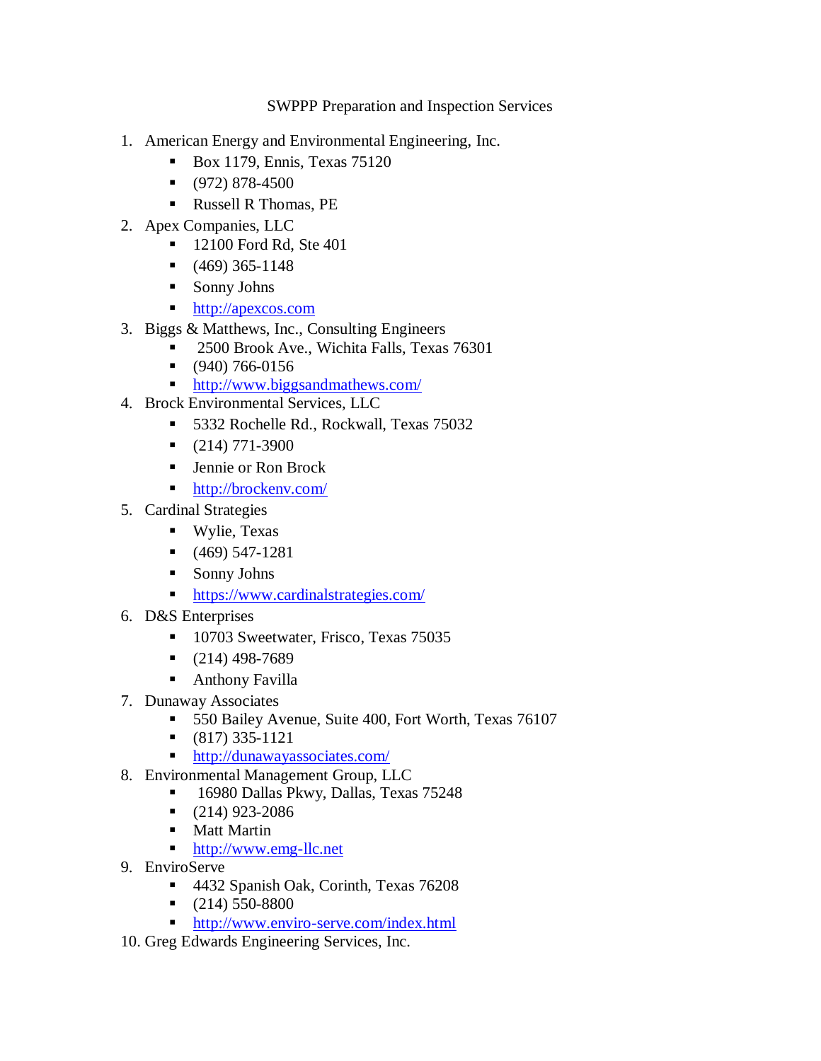SWPPP Preparation and Inspection Services

1. American Energy and Environmental Engineering, Inc.
   - Box 1179, Ennis, Texas 75120
   - (972) 878-4500
   - Russell R Thomas, PE
2. Apex Companies, LLC
   - 12100 Ford Rd, Ste 401
   - (469) 365-1148
   - Sonny Johns
   - http://apexcos.com
3. Biggs & Matthews, Inc., Consulting Engineers
   - 2500 Brook Ave., Wichita Falls, Texas 76301
   - (940) 766-0156
   - http://www.biggsandmathews.com/
4. Brock Environmental Services, LLC
   - 5332 Rochelle Rd., Rockwall, Texas 75032
   - (214) 771-3900
   - Jennie or Ron Brock
   - http://brockenv.com/
5. Cardinal Strategies
   - Wylie, Texas
   - (469) 547-1281
   - Sonny Johns
   - https://www.cardinalstrategies.com/
6. D&S Enterprises
   - 10703 Sweetwater, Frisco, Texas 75035
   - (214) 498-7689
   - Anthony Favilla
7. Dunaway Associates
   - 550 Bailey Avenue, Suite 400, Fort Worth, Texas 76107
   - (817) 335-1121
   - http://dunawayassociates.com/
8. Environmental Management Group, LLC
   - 16980 Dallas Pkwy, Dallas, Texas 75248
   - (214) 923-2086
   - Matt Martin
   - http://www.emg-llc.net
9. EnviroServe
   - 4432 Spanish Oak, Corinth, Texas 76208
   - (214) 550-8800
   - http://www.enviro-serve.com/index.html
10. Greg Edwards Engineering Services, Inc.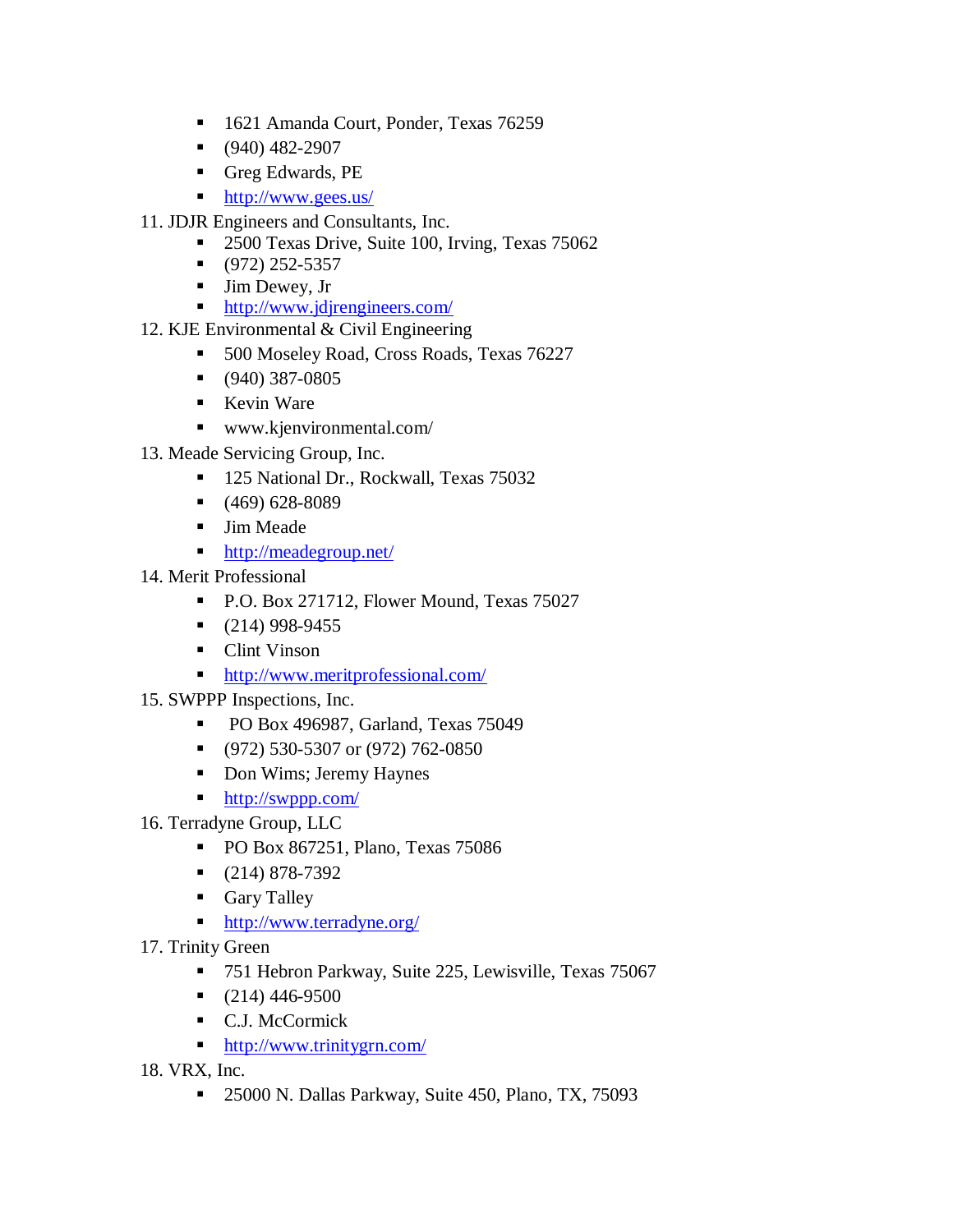- 1621 Amanda Court, Ponder, Texas 76259
- (940) 482-2907
- Greg Edwards, PE
- http://www.gees.us/

11. JDJR Engineers and Consultants, Inc.
    - 2500 Texas Drive, Suite 100, Irving, Texas 75062
    - (972) 252-5357
    - Jim Dewey, Jr
    - http://www.jdjrengineers.com/
12. KJE Environmental & Civil Engineering
    - 500 Moseley Road, Cross Roads, Texas 76227
    - (940) 387-0805
    - Kevin Ware
    - www.kjenvironmental.com/
13. Meade Servicing Group, Inc.
    - 125 National Dr., Rockwall, Texas 75032
    - (469) 628-8089
    - Jim Meade
    - http://meadegroup.net/
14. Merit Professional
    - P.O. Box 271712, Flower Mound, Texas 75027
    - (214) 998-9455
    - Clint Vinson
    - http://www.meritprofessional.com/
15. SWPPP Inspections, Inc.
    - PO Box 496987, Garland, Texas 75049
    - (972) 530-5307 or (972) 762-0850
    - Don Wims; Jeremy Haynes
    - http://swppp.com/
16. Terradyne Group, LLC
    - PO Box 867251, Plano, Texas 75086
    - (214) 878-7392
    - Gary Talley
    - http://www.terradyne.org/
17. Trinity Green
    - 751 Hebron Parkway, Suite 225, Lewisville, Texas 75067
    - (214) 446-9500
    - C.J. McCormick
    - http://www.trinitygrn.com/
18. VRX, Inc.
    - 25000 N. Dallas Parkway, Suite 450, Plano, TX, 75093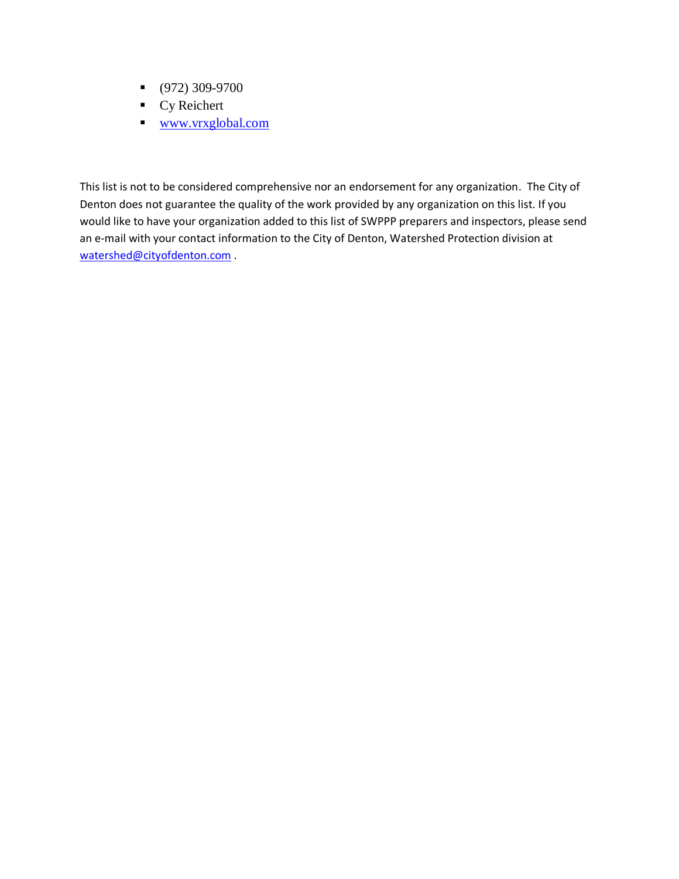- (972) 309-9700
- Cy Reichert
- [www.vrxglobal.com](http://www.vrxglobal.com)

This list is not to be considered comprehensive nor an endorsement for any organization. The City of Denton does not guarantee the quality of the work provided by any organization on this list. If you would like to have your organization added to this list of SWPPP preparers and inspectors, please send an e-mail with your contact information to the City of Denton, Watershed Protection division at [watershed@cityofdenton.com](mailto:watershed@cityofdenton.com) .